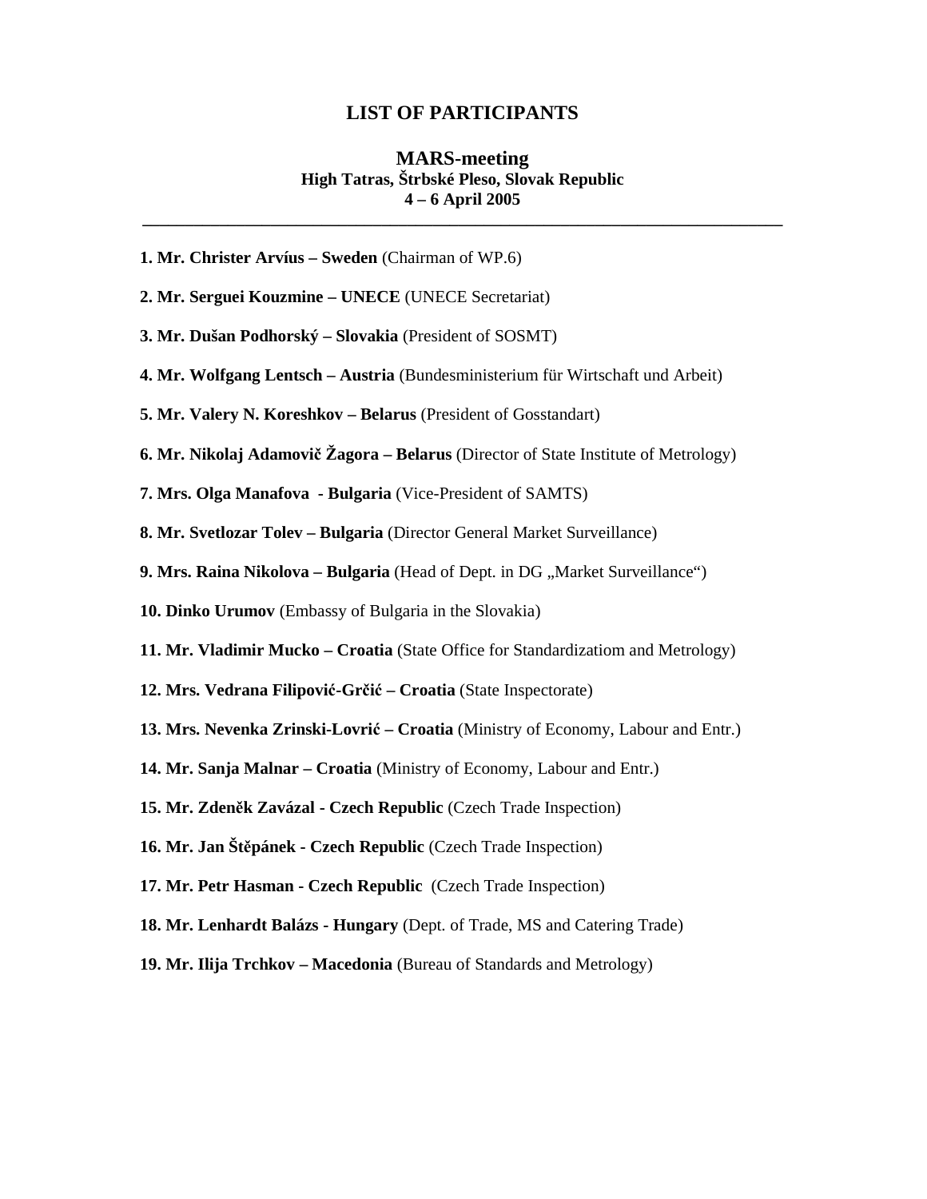# LIST OF PARTICIPANTS

## MARS-meeting

**High Tatras, Štrbské Pleso, Slovak Republic**
**4 – 6 April 2005**

---

**1. Mr. Christer Arvíus – Sweden** (Chairman of WP.6)

**2. Mr. Serguei Kouzmine – UNECE** (UNECE Secretariat)

**3. Mr. Dušan Podhorský – Slovakia** (President of SOSMT)

**4. Mr. Wolfgang Lentsch – Austria** (Bundesministerium für Wirtschaft und Arbeit)

**5. Mr. Valery N. Koreshkov – Belarus** (President of Gosstandart)

**6. Mr. Nikolaj Adamovič Žagora – Belarus** (Director of State Institute of Metrology)

**7. Mrs. Olga Manafova - Bulgaria** (Vice-President of SAMTS)

**8. Mr. Svetlozar Tolev – Bulgaria** (Director General Market Surveillance)

**9. Mrs. Raina Nikolova – Bulgaria** (Head of Dept. in DG „Market Surveillance")

**10. Dinko Urumov** (Embassy of Bulgaria in the Slovakia)

**11. Mr. Vladimir Mucko – Croatia** (State Office for Standardizatiom and Metrology)

**12. Mrs. Vedrana Filipović-Grčić – Croatia** (State Inspectorate)

**13. Mrs. Nevenka Zrinski-Lovrić – Croatia** (Ministry of Economy, Labour and Entr.)

**14. Mr. Sanja Malnar – Croatia** (Ministry of Economy, Labour and Entr.)

**15. Mr. Zdeněk Zavázal - Czech Republic** (Czech Trade Inspection)

**16. Mr. Jan Štěpánek - Czech Republic** (Czech Trade Inspection)

**17. Mr. Petr Hasman - Czech Republic** (Czech Trade Inspection)

**18. Mr. Lenhardt Balázs - Hungary** (Dept. of Trade, MS and Catering Trade)

**19. Mr. Ilija Trchkov – Macedonia** (Bureau of Standards and Metrology)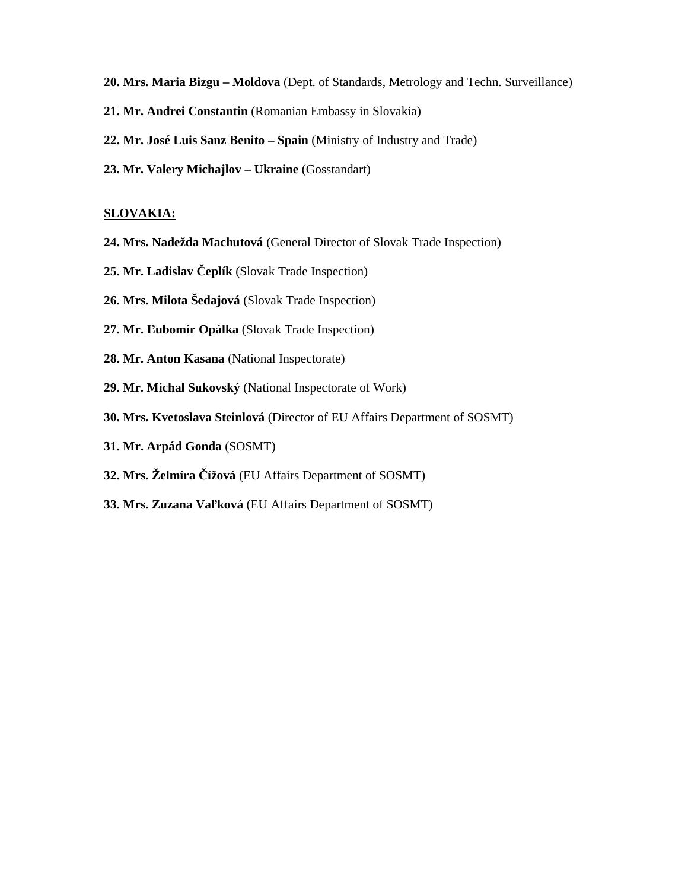**20. Mrs. Maria Bizgu – Moldova** (Dept. of Standards, Metrology and Techn. Surveillance)

**21. Mr. Andrei Constantin** (Romanian Embassy in Slovakia)

**22. Mr. José Luis Sanz Benito – Spain** (Ministry of Industry and Trade)

**23. Mr. Valery Michajlov – Ukraine** (Gosstandart)

**SLOVAKIA:**

**24. Mrs. Nadežda Machutová** (General Director of Slovak Trade Inspection)

**25. Mr. Ladislav Čeplík** (Slovak Trade Inspection)

**26. Mrs. Milota Šedajová** (Slovak Trade Inspection)

**27. Mr. Ľubomír Opálka** (Slovak Trade Inspection)

**28. Mr. Anton Kasana** (National Inspectorate)

**29. Mr. Michal Sukovský** (National Inspectorate of Work)

**30. Mrs. Kvetoslava Steinlová** (Director of EU Affairs Department of SOSMT)

**31. Mr. Arpád Gonda** (SOSMT)

**32. Mrs. Želmíra Čížová** (EU Affairs Department of SOSMT)

**33. Mrs. Zuzana Vaľková** (EU Affairs Department of SOSMT)